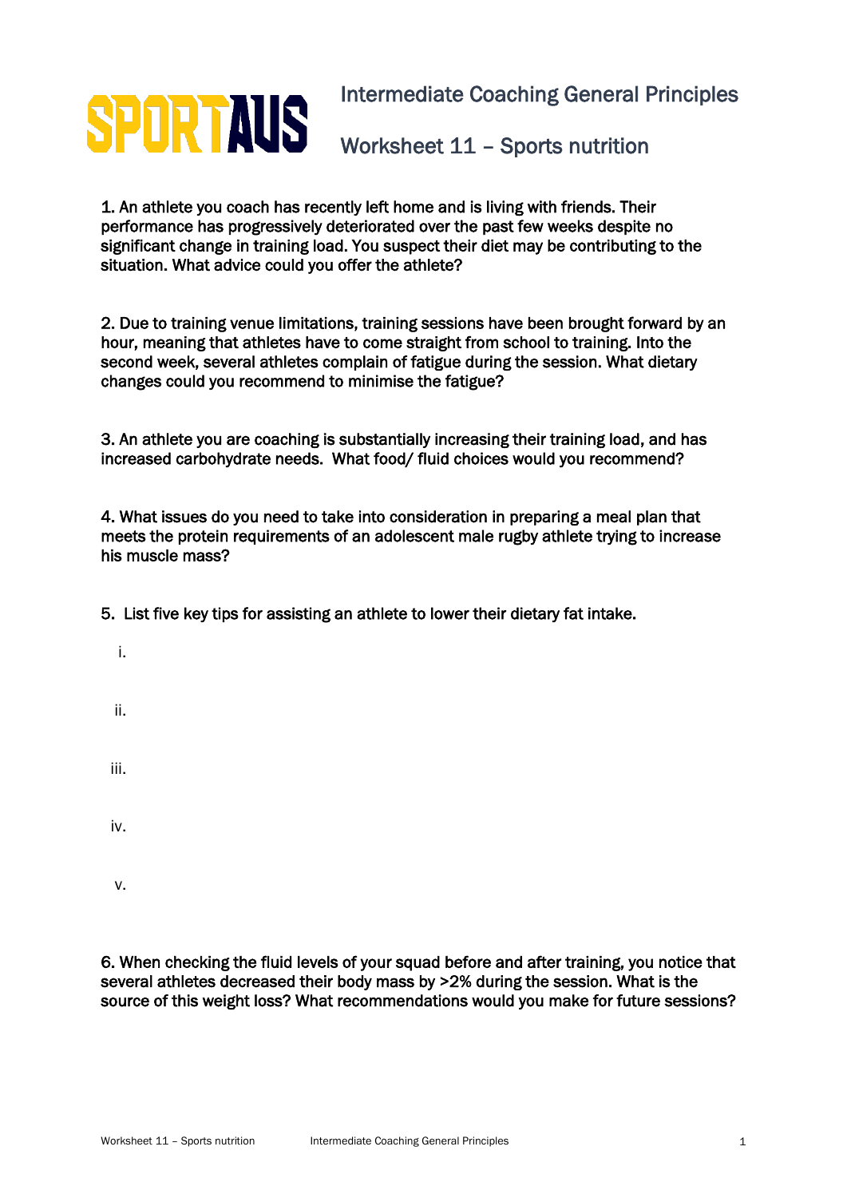SPORTAUS

# Intermediate Coaching General Principles

## Worksheet 11 – Sports nutrition

1. An athlete you coach has recently left home and is living with friends. Their performance has progressively deteriorated over the past few weeks despite no significant change in training load. You suspect their diet may be contributing to the situation. What advice could you offer the athlete?

2. Due to training venue limitations, training sessions have been brought forward by an hour, meaning that athletes have to come straight from school to training. Into the second week, several athletes complain of fatigue during the session. What dietary changes could you recommend to minimise the fatigue?

3. An athlete you are coaching is substantially increasing their training load, and has increased carbohydrate needs. What food/ fluid choices would you recommend?

4. What issues do you need to take into consideration in preparing a meal plan that meets the protein requirements of an adolescent male rugby athlete trying to increase his muscle mass?

5. List five key tips for assisting an athlete to lower their dietary fat intake.

   i.

   ii.

   iii.

   iv.

   v.

6. When checking the fluid levels of your squad before and after training, you notice that several athletes decreased their body mass by >2% during the session. What is the source of this weight loss? What recommendations would you make for future sessions?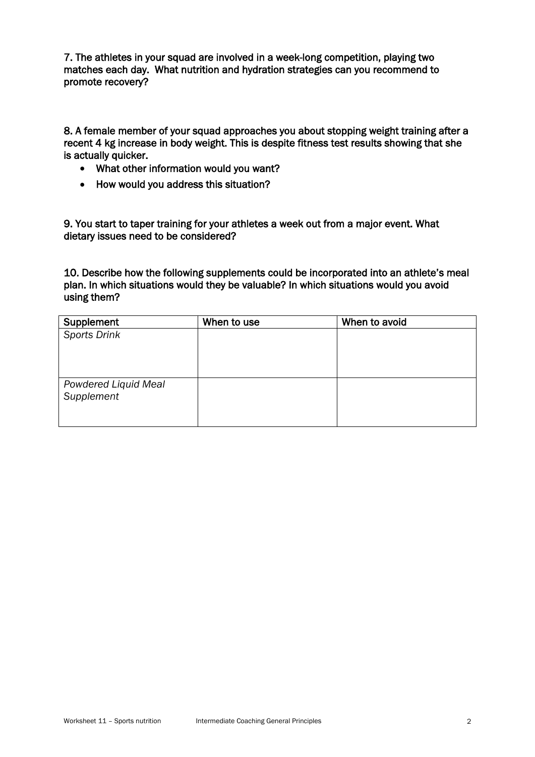7. The athletes in your squad are involved in a week-long competition, playing two matches each day. What nutrition and hydration strategies can you recommend to promote recovery?

8. A female member of your squad approaches you about stopping weight training after a recent 4 kg increase in body weight. This is despite fitness test results showing that she is actually quicker.

- What other information would you want?
- How would you address this situation?

9. You start to taper training for your athletes a week out from a major event. What dietary issues need to be considered?

10. Describe how the following supplements could be incorporated into an athlete's meal plan. In which situations would they be valuable? In which situations would you avoid using them?

| Supplement | When to use | When to avoid |
|---|---|---|
| *Sports Drink* | | |
| *Powdered Liquid Meal Supplement* | | |